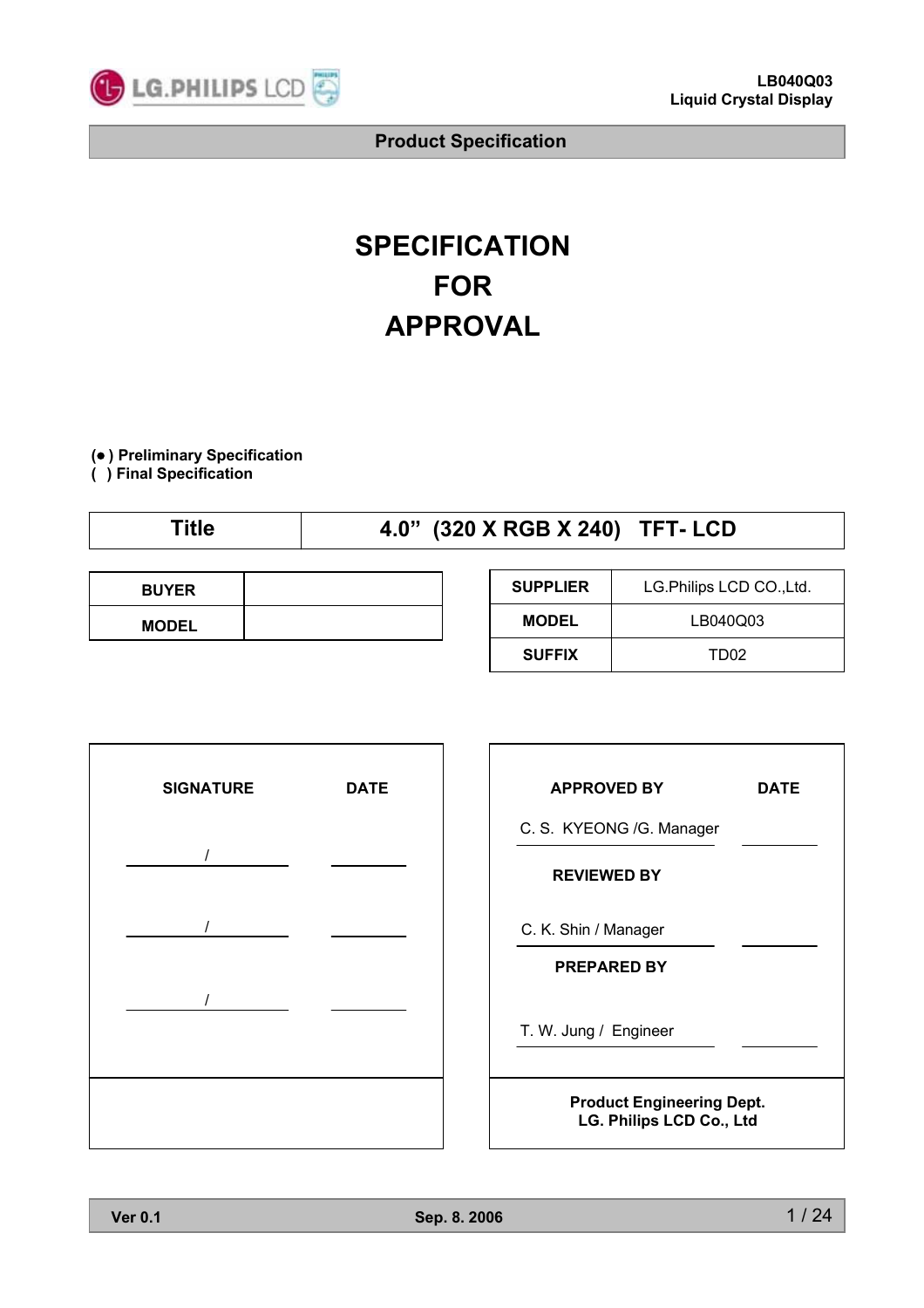**Product Specification**

# SPECIFICATION
# FOR
# APPROVAL

**(●) Preliminary Specification**
**( ) Final Specification**

| Title | 4.0" (320 X RGB X 240) TFT- LCD |
|---|---|

| BUYER | |
|---|---|
| MODEL | |

| SUPPLIER | LG.Philips LCD CO.,Ltd. |
|---|---|
| MODEL | LB040Q03 |
| SUFFIX | TD02 |

| SIGNATURE | DATE |
|---|---|
| / | |
| / | |
| / | |

| APPROVED BY | DATE |
|---|---|
| C. S. KYEONG /G. Manager | |
| **REVIEWED BY** | |
| C. K. Shin / Manager | |
| **PREPARED BY** | |
| T. W. Jung / Engineer | |

**Product Engineering Dept.**
**LG. Philips LCD Co., Ltd**

Ver 0.1 Sep. 8. 2006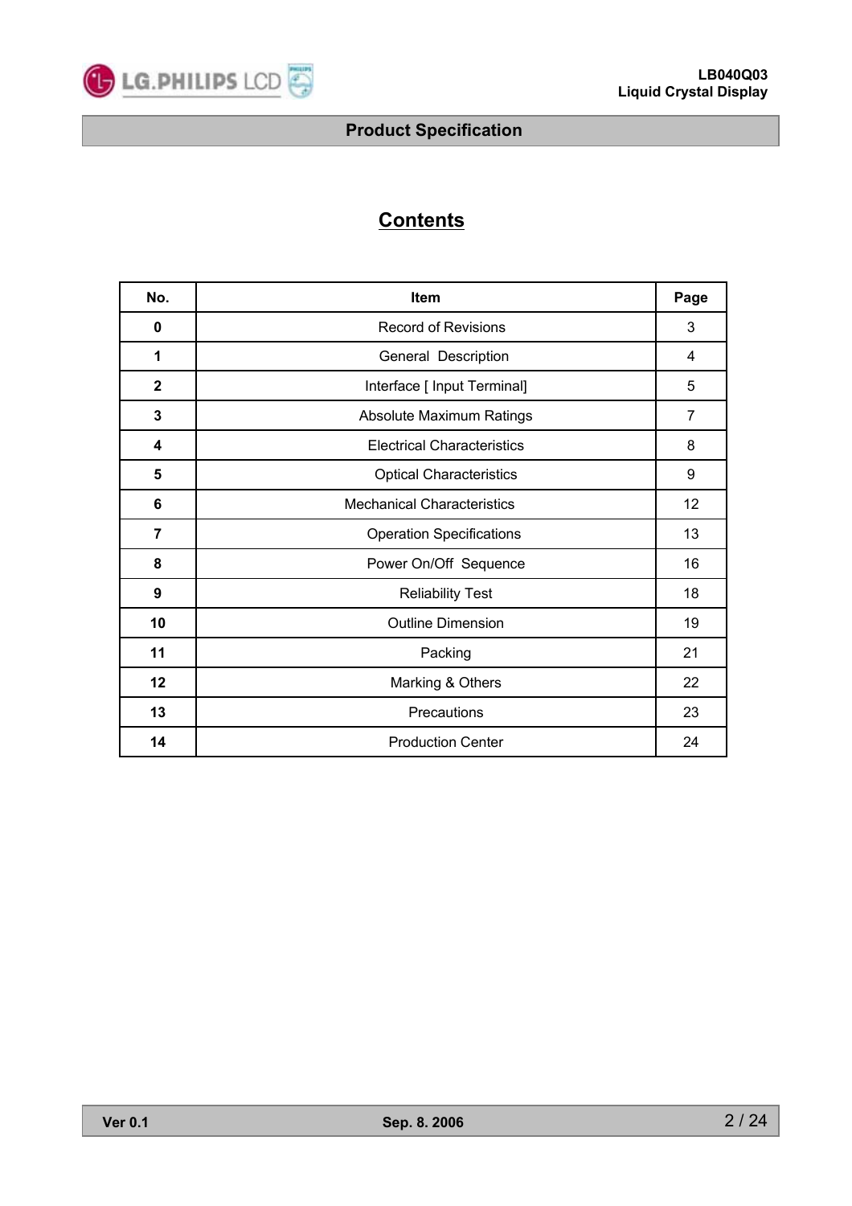# Contents

| No. | Item | Page |
|---|---|---|
| 0 | Record of Revisions | 3 |
| 1 | General Description | 4 |
| 2 | Interface [ Input Terminal] | 5 |
| 3 | Absolute Maximum Ratings | 7 |
| 4 | Electrical Characteristics | 8 |
| 5 | Optical Characteristics | 9 |
| 6 | Mechanical Characteristics | 12 |
| 7 | Operation Specifications | 13 |
| 8 | Power On/Off Sequence | 16 |
| 9 | Reliability Test | 18 |
| 10 | Outline Dimension | 19 |
| 11 | Packing | 21 |
| 12 | Marking & Others | 22 |
| 13 | Precautions | 23 |
| 14 | Production Center | 24 |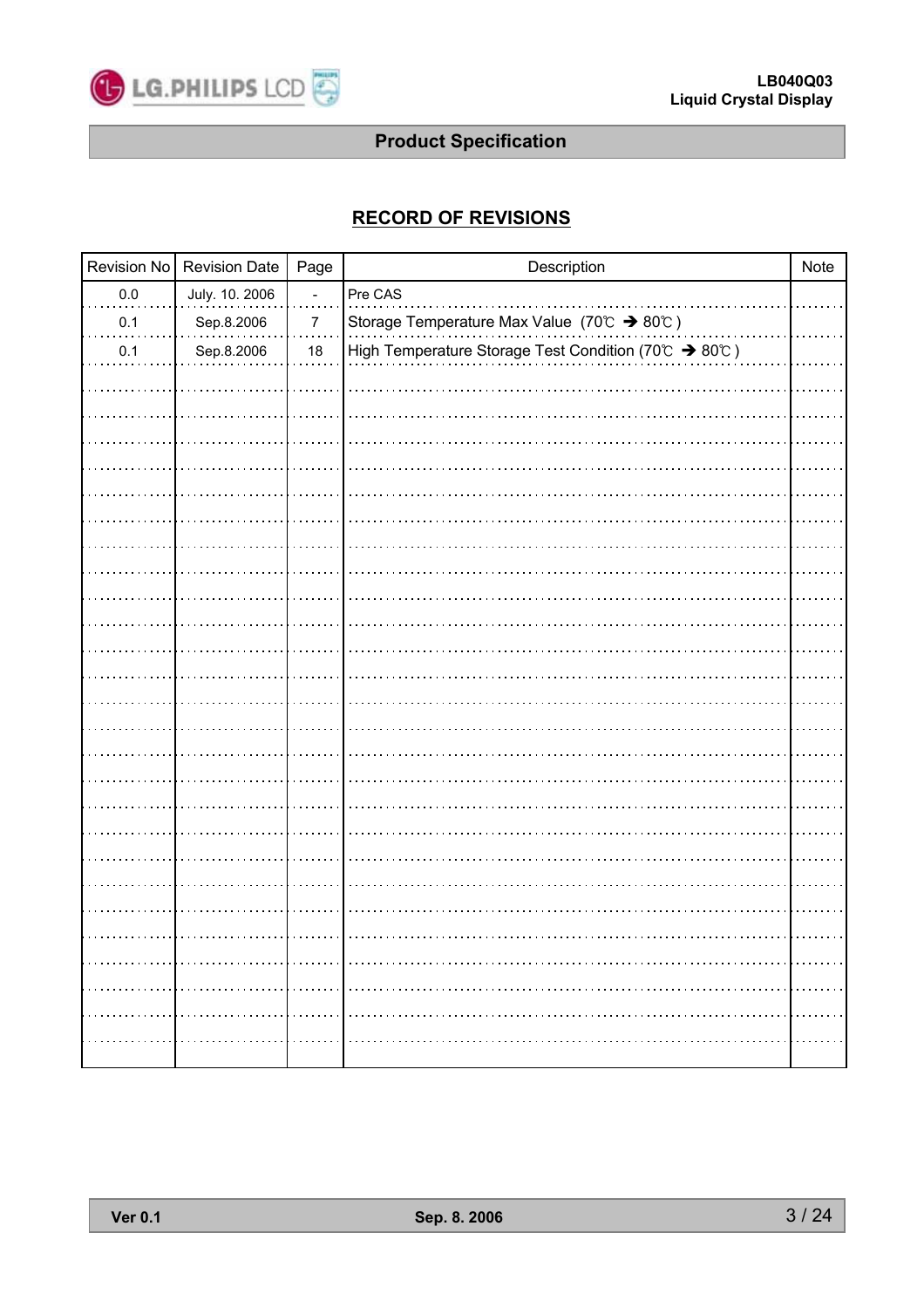## Product Specification

### RECORD OF REVISIONS

| Revision No | Revision Date | Page | Description | Note |
|---|---|---|---|---|
| 0.0 | July. 10. 2006 | - | Pre CAS | |
| 0.1 | Sep.8.2006 | 7 | Storage Temperature Max Value (70℃ ➔ 80℃) | |
| 0.1 | Sep.8.2006 | 18 | High Temperature Storage Test Condition (70℃ ➔ 80℃) | |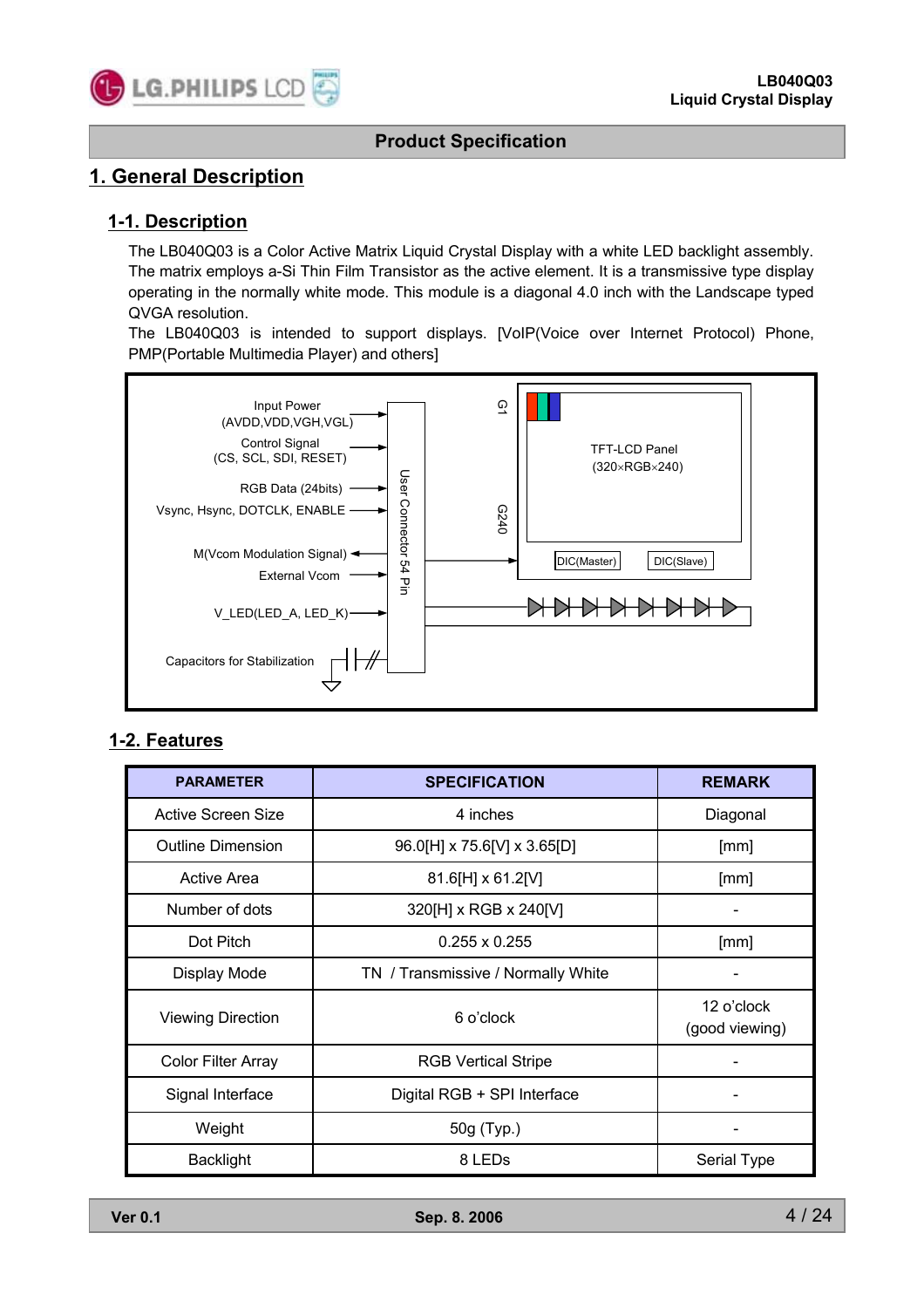## Product Specification

# 1. General Description

## 1-1. Description

The LB040Q03 is a Color Active Matrix Liquid Crystal Display with a white LED backlight assembly. The matrix employs a-Si Thin Film Transistor as the active element. It is a transmissive type display operating in the normally white mode. This module is a diagonal 4.0 inch with the Landscape typed QVGA resolution.

The LB040Q03 is intended to support displays. [VoIP(Voice over Internet Protocol) Phone, PMP(Portable Multimedia Player) and others]

Input Power (AVDD,VDD,VGH,VGL)
Control Signal (CS, SCL, SDI, RESET)
RGB Data (24bits)
Vsync, Hsync, DOTCLK, ENABLE
M(Vcom Modulation Signal)
External Vcom
V_LED(LED_A, LED_K)
Capacitors for Stabilization

User Connector 54 Pin

G1
G240

TFT-LCD Panel (320×RGB×240)

DIC(Master) DIC(Slave)

## 1-2. Features

| PARAMETER | SPECIFICATION | REMARK |
|---|---|---|
| Active Screen Size | 4 inches | Diagonal |
| Outline Dimension | 96.0[H] x 75.6[V] x 3.65[D] | [mm] |
| Active Area | 81.6[H] x 61.2[V] | [mm] |
| Number of dots | 320[H] x RGB x 240[V] | - |
| Dot Pitch | 0.255 x 0.255 | [mm] |
| Display Mode | TN / Transmissive / Normally White | - |
| Viewing Direction | 6 o'clock | 12 o'clock (good viewing) |
| Color Filter Array | RGB Vertical Stripe | - |
| Signal Interface | Digital RGB + SPI Interface | - |
| Weight | 50g (Typ.) | - |
| Backlight | 8 LEDs | Serial Type |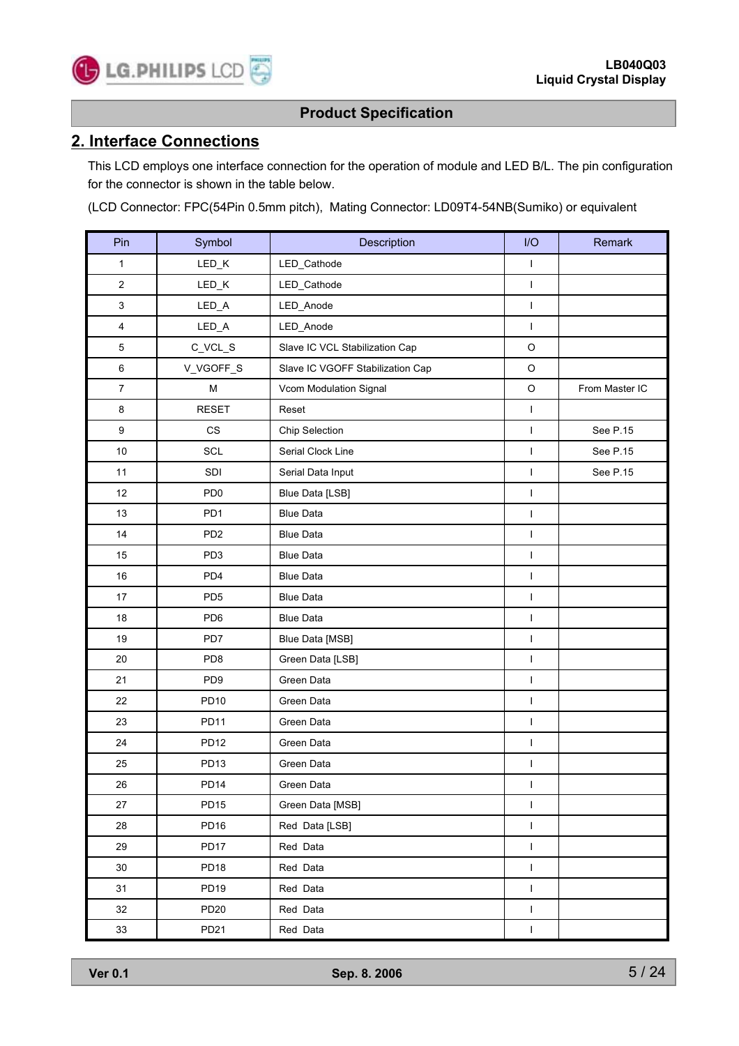## 2. Interface Connections

This LCD employs one interface connection for the operation of module and LED B/L. The pin configuration for the connector is shown in the table below.

(LCD Connector: FPC(54Pin 0.5mm pitch), Mating Connector: LD09T4-54NB(Sumiko) or equivalent

| Pin | Symbol | Description | I/O | Remark |
|---|---|---|---|---|
| 1 | LED_K | LED_Cathode | I | |
| 2 | LED_K | LED_Cathode | I | |
| 3 | LED_A | LED_Anode | I | |
| 4 | LED_A | LED_Anode | I | |
| 5 | C_VCL_S | Slave IC VCL Stabilization Cap | O | |
| 6 | V_VGOFF_S | Slave IC VGOFF Stabilization Cap | O | |
| 7 | M | Vcom Modulation Signal | O | From Master IC |
| 8 | RESET | Reset | I | |
| 9 | CS | Chip Selection | I | See P.15 |
| 10 | SCL | Serial Clock Line | I | See P.15 |
| 11 | SDI | Serial Data Input | I | See P.15 |
| 12 | PD0 | Blue Data [LSB] | I | |
| 13 | PD1 | Blue Data | I | |
| 14 | PD2 | Blue Data | I | |
| 15 | PD3 | Blue Data | I | |
| 16 | PD4 | Blue Data | I | |
| 17 | PD5 | Blue Data | I | |
| 18 | PD6 | Blue Data | I | |
| 19 | PD7 | Blue Data [MSB] | I | |
| 20 | PD8 | Green Data [LSB] | I | |
| 21 | PD9 | Green Data | I | |
| 22 | PD10 | Green Data | I | |
| 23 | PD11 | Green Data | I | |
| 24 | PD12 | Green Data | I | |
| 25 | PD13 | Green Data | I | |
| 26 | PD14 | Green Data | I | |
| 27 | PD15 | Green Data [MSB] | I | |
| 28 | PD16 | Red Data [LSB] | I | |
| 29 | PD17 | Red Data | I | |
| 30 | PD18 | Red Data | I | |
| 31 | PD19 | Red Data | I | |
| 32 | PD20 | Red Data | I | |
| 33 | PD21 | Red Data | I | |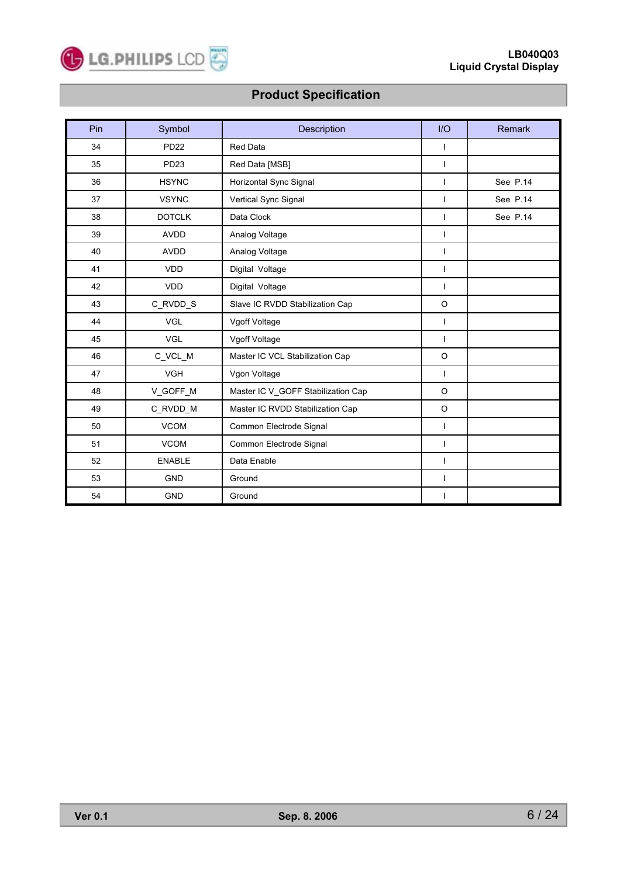| Pin | Symbol | Description | I/O | Remark |
|---|---|---|---|---|
| 34 | PD22 | Red Data | I | |
| 35 | PD23 | Red Data [MSB] | I | |
| 36 | HSYNC | Horizontal Sync Signal | I | See P.14 |
| 37 | VSYNC | Vertical Sync Signal | I | See P.14 |
| 38 | DOTCLK | Data Clock | I | See P.14 |
| 39 | AVDD | Analog Voltage | I | |
| 40 | AVDD | Analog Voltage | I | |
| 41 | VDD | Digital Voltage | I | |
| 42 | VDD | Digital Voltage | I | |
| 43 | C_RVDD_S | Slave IC RVDD Stabilization Cap | O | |
| 44 | VGL | Vgoff Voltage | I | |
| 45 | VGL | Vgoff Voltage | I | |
| 46 | C_VCL_M | Master IC VCL Stabilization Cap | O | |
| 47 | VGH | Vgon Voltage | I | |
| 48 | V_GOFF_M | Master IC V_GOFF Stabilization Cap | O | |
| 49 | C_RVDD_M | Master IC RVDD Stabilization Cap | O | |
| 50 | VCOM | Common Electrode Signal | I | |
| 51 | VCOM | Common Electrode Signal | I | |
| 52 | ENABLE | Data Enable | I | |
| 53 | GND | Ground | I | |
| 54 | GND | Ground | I | |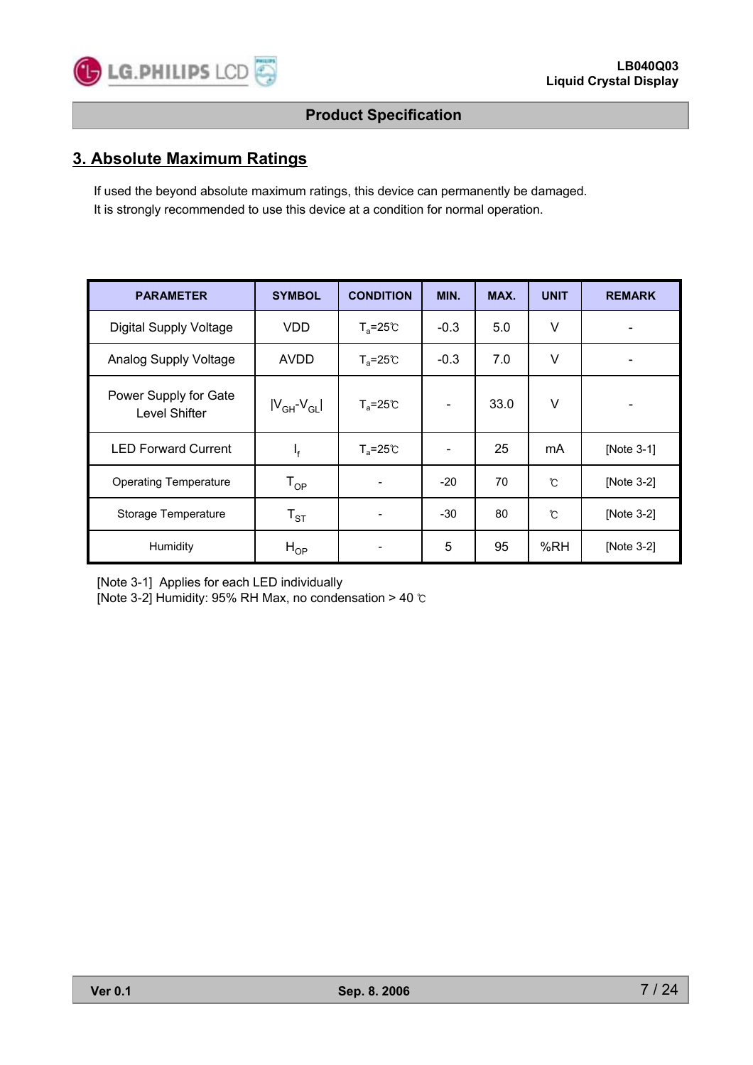## 3. Absolute Maximum Ratings

If used the beyond absolute maximum ratings, this device can permanently be damaged.
It is strongly recommended to use this device at a condition for normal operation.

| PARAMETER | SYMBOL | CONDITION | MIN. | MAX. | UNIT | REMARK |
|---|---|---|---|---|---|---|
| Digital Supply Voltage | VDD | $T_a$=25℃ | -0.3 | 5.0 | V | - |
| Analog Supply Voltage | AVDD | $T_a$=25℃ | -0.3 | 7.0 | V | - |
| Power Supply for Gate Level Shifter | $\|V_{GH}-V_{GL}\|$ | $T_a$=25℃ | - | 33.0 | V | - |
| LED Forward Current | $I_f$ | $T_a$=25℃ | - | 25 | mA | [Note 3-1] |
| Operating Temperature | $T_{OP}$ | - | -20 | 70 | ℃ | [Note 3-2] |
| Storage Temperature | $T_{ST}$ | - | -30 | 80 | ℃ | [Note 3-2] |
| Humidity | $H_{OP}$ | - | 5 | 95 | %RH | [Note 3-2] |

[Note 3-1] Applies for each LED individually
[Note 3-2] Humidity: 95% RH Max, no condensation > 40 ℃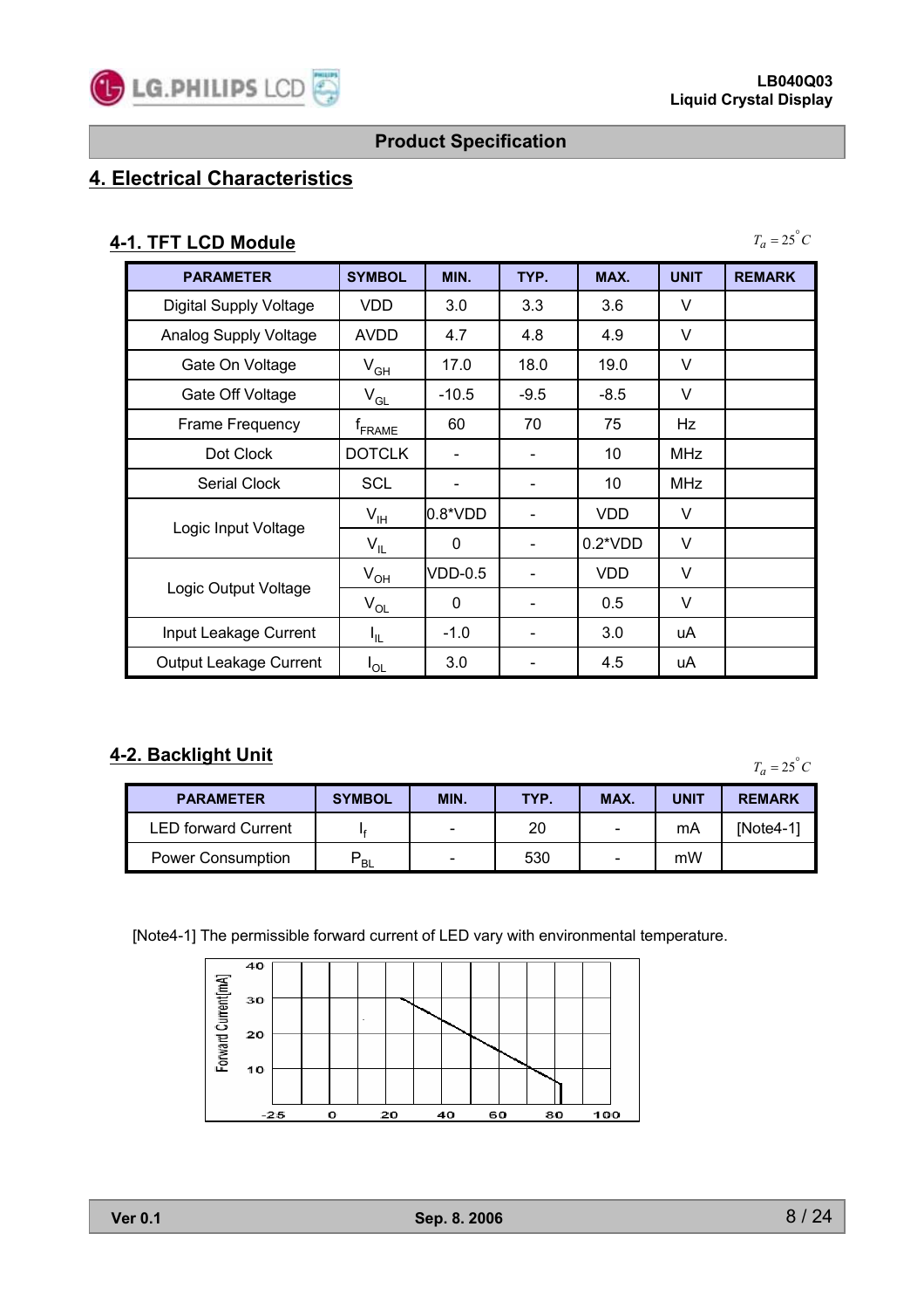## Product Specification

# 4. Electrical Characteristics

### 4-1. TFT LCD Module

$T_a = 25^{\circ}C$

| PARAMETER | SYMBOL | MIN. | TYP. | MAX. | UNIT | REMARK |
|---|---|---|---|---|---|---|
| Digital Supply Voltage | VDD | 3.0 | 3.3 | 3.6 | V | |
| Analog Supply Voltage | AVDD | 4.7 | 4.8 | 4.9 | V | |
| Gate On Voltage | $V_{GH}$ | 17.0 | 18.0 | 19.0 | V | |
| Gate Off Voltage | $V_{GL}$ | -10.5 | -9.5 | -8.5 | V | |
| Frame Frequency | $f_{FRAME}$ | 60 | 70 | 75 | Hz | |
| Dot Clock | DOTCLK | - | - | 10 | MHz | |
| Serial Clock | SCL | - | - | 10 | MHz | |
| Logic Input Voltage | $V_{IH}$ | 0.8*VDD | - | VDD | V | |
| | $V_{IL}$ | 0 | - | 0.2*VDD | V | |
| Logic Output Voltage | $V_{OH}$ | VDD-0.5 | - | VDD | V | |
| | $V_{OL}$ | 0 | - | 0.5 | V | |
| Input Leakage Current | $I_{IL}$ | -1.0 | - | 3.0 | uA | |
| Output Leakage Current | $I_{OL}$ | 3.0 | - | 4.5 | uA | |

### 4-2. Backlight Unit

$T_a = 25^{\circ}C$

| PARAMETER | SYMBOL | MIN. | TYP. | MAX. | UNIT | REMARK |
|---|---|---|---|---|---|---|
| LED forward Current | $I_f$ | - | 20 | - | mA | [Note4-1] |
| Power Consumption | $P_{BL}$ | - | 530 | - | mW | |

[Note4-1] The permissible forward current of LED vary with environmental temperature.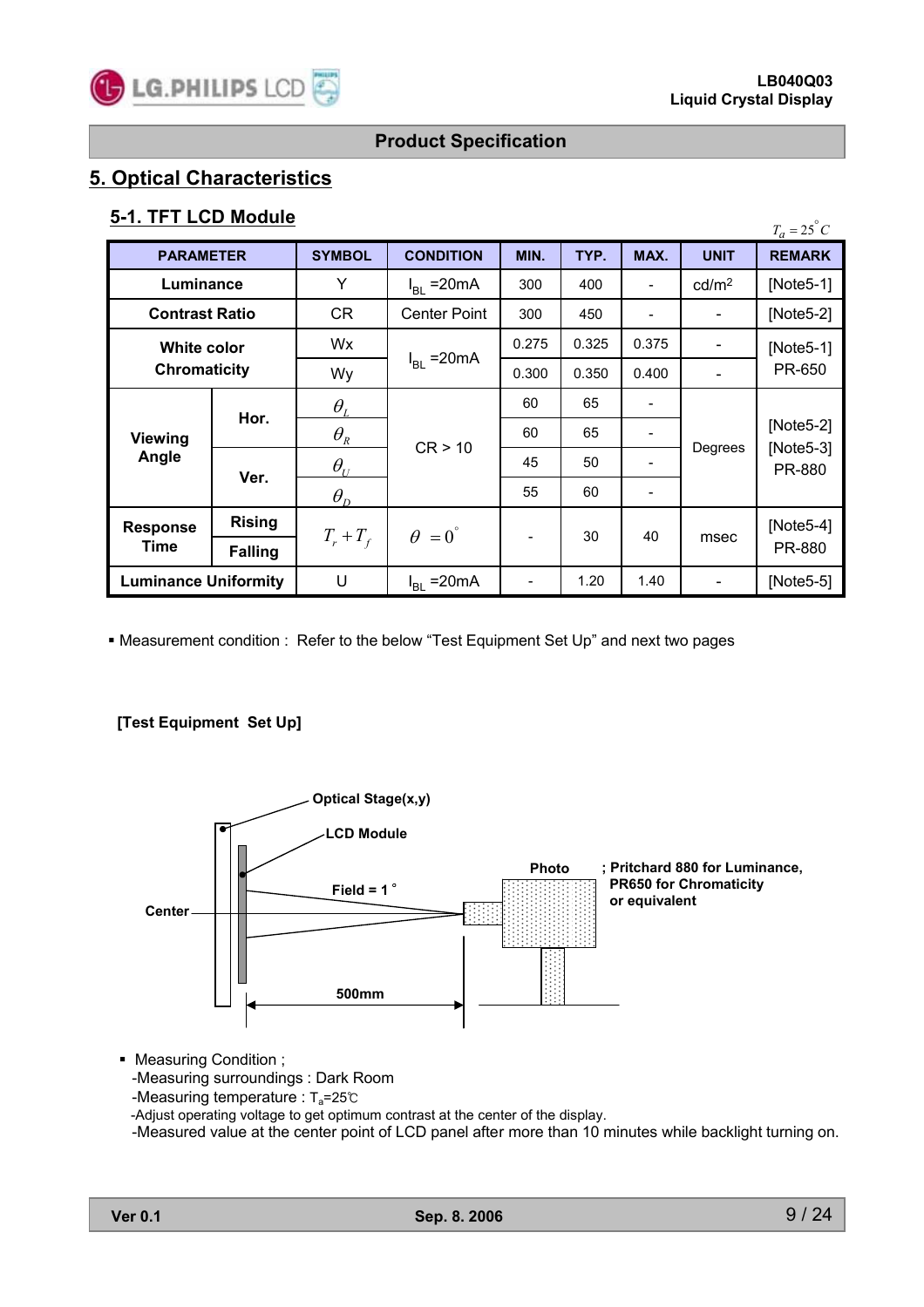# 5. Optical Characteristics

## 5-1. TFT LCD Module

$T_a = 25^\circ C$

| PARAMETER | | SYMBOL | CONDITION | MIN. | TYP. | MAX. | UNIT | REMARK |
|---|---|---|---|---|---|---|---|---|
| Luminance | | Y | $I_{BL}$ =20mA | 300 | 400 | - | cd/m² | [Note5-1] |
| Contrast Ratio | | CR | Center Point | 300 | 450 | - | - | [Note5-2] |
| White color Chromaticity | | Wx | $I_{BL}$ =20mA | 0.275 | 0.325 | 0.375 | - | [Note5-1] PR-650 |
| | | Wy | | 0.300 | 0.350 | 0.400 | - | |
| Viewing Angle | Hor. | $\theta_L$ | CR > 10 | 60 | 65 | - | Degrees | [Note5-2] [Note5-3] PR-880 |
| | | $\theta_R$ | | 60 | 65 | - | | |
| | Ver. | $\theta_U$ | | 45 | 50 | - | | |
| | | $\theta_D$ | | 55 | 60 | - | | |
| Response Time | Rising | $T_r + T_f$ | $\theta = 0^\circ$ | - | 30 | 40 | msec | [Note5-4] PR-880 |
| | Falling | | | | | | | |
| Luminance Uniformity | | U | $I_{BL}$ =20mA | - | 1.20 | 1.40 | - | [Note5-5] |

▪ Measurement condition : Refer to the below "Test Equipment Set Up" and next two pages

**[Test Equipment Set Up]**

Optical Stage(x,y)

LCD Module

Field = 1°

Center

Photo ; Pritchard 880 for Luminance, PR650 for Chromaticity or equivalent

500mm

- Measuring Condition ;
  - -Measuring surroundings : Dark Room
  - -Measuring temperature : $T_a$=25℃
  - -Adjust operating voltage to get optimum contrast at the center of the display.
  - -Measured value at the center point of LCD panel after more than 10 minutes while backlight turning on.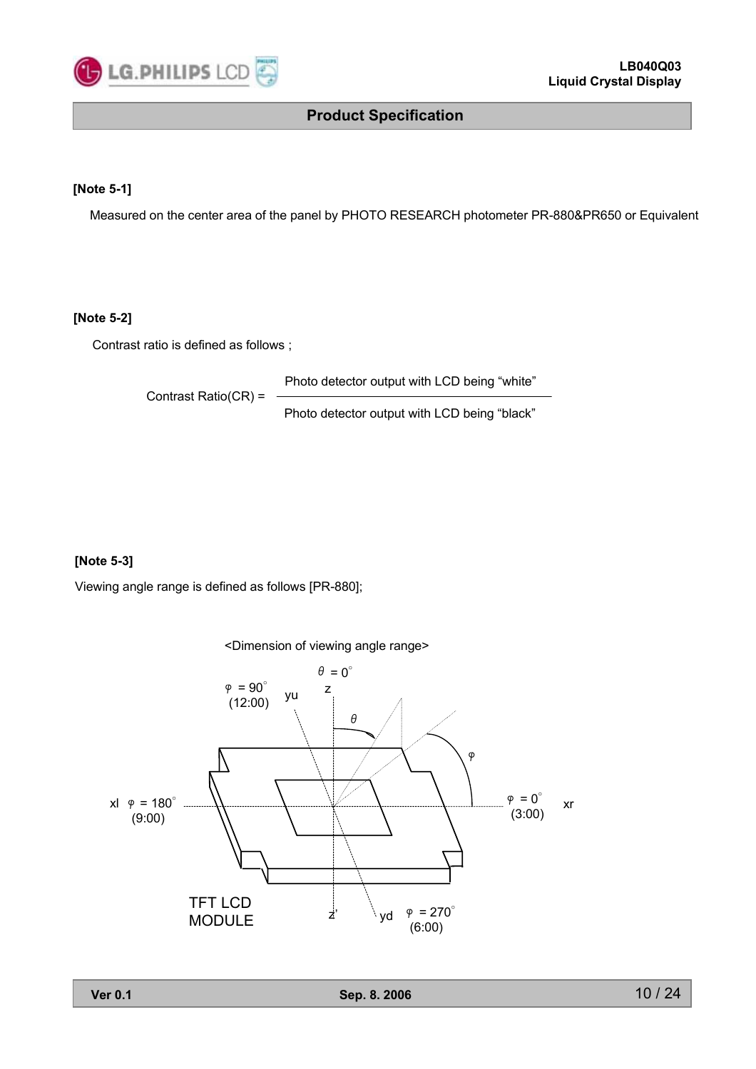**[Note 5-1]**

Measured on the center area of the panel by PHOTO RESEARCH photometer PR-880&PR650 or Equivalent

**[Note 5-2]**

Contrast ratio is defined as follows ;

$$\text{Contrast Ratio(CR)} = \frac{\text{Photo detector output with LCD being "white"}}{\text{Photo detector output with LCD being "black"}}$$

**[Note 5-3]**

Viewing angle range is defined as follows [PR-880];

<Dimension of viewing angle range>

$\theta = 0^\circ$ z

$\varphi = 90^\circ$ (12:00) yu

$\theta$

$\varphi$

xl $\varphi = 180^\circ$ (9:00)

$\varphi = 0^\circ$ (3:00) xr

TFT LCD MODULE

z'

yd $\varphi = 270^\circ$ (6:00)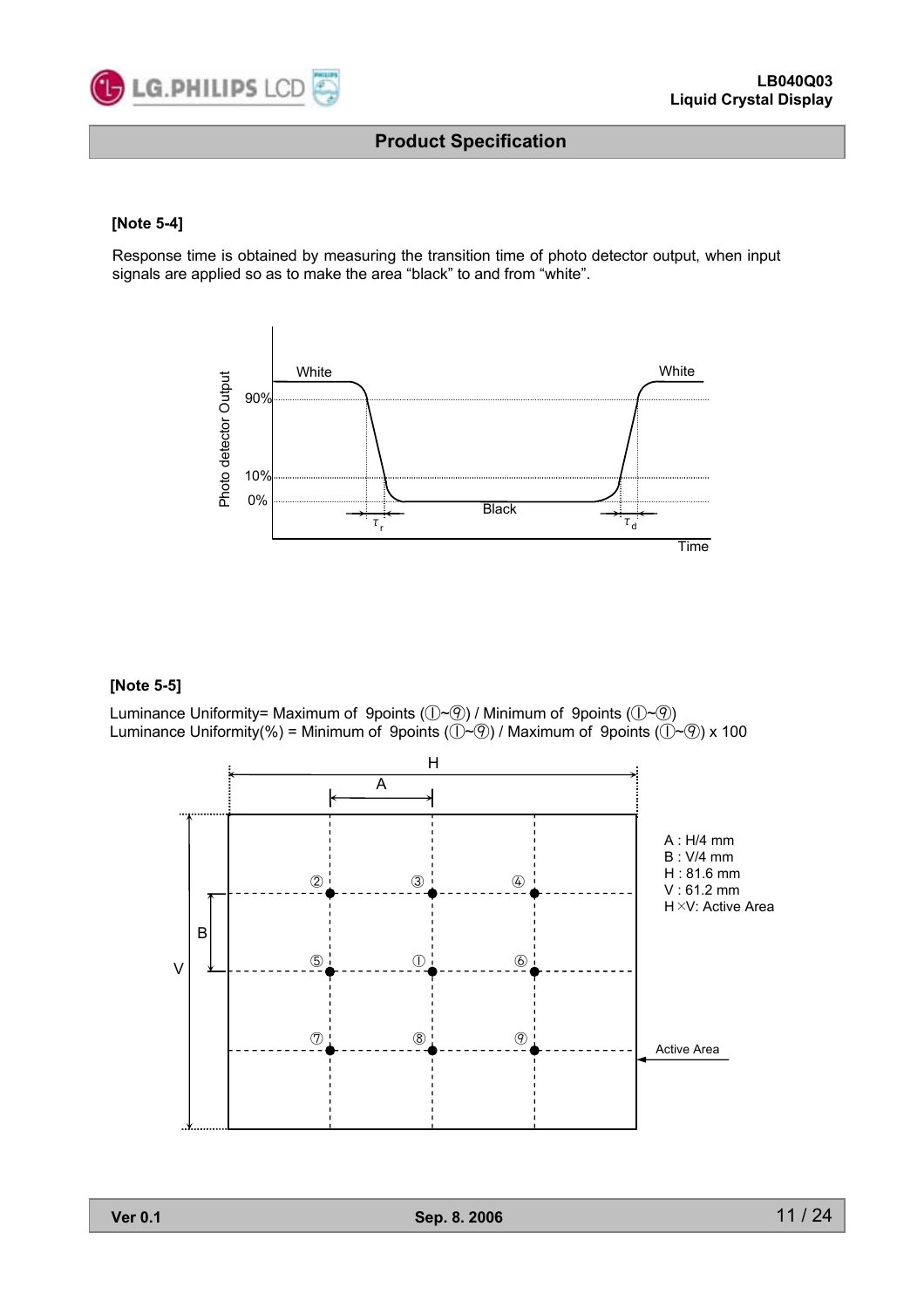**[Note 5-4]**

Response time is obtained by measuring the transition time of photo detector output, when input signals are applied so as to make the area “black” to and from “white”.

**[Note 5-5]**

Luminance Uniformity= Maximum of 9points (①~⑨) / Minimum of 9points (①~⑨)
Luminance Uniformity(%) = Minimum of 9points (①~⑨) / Maximum of 9points (①~⑨) x 100

A : H/4 mm
B : V/4 mm
H : 81.6 mm
V : 61.2 mm
H×V: Active Area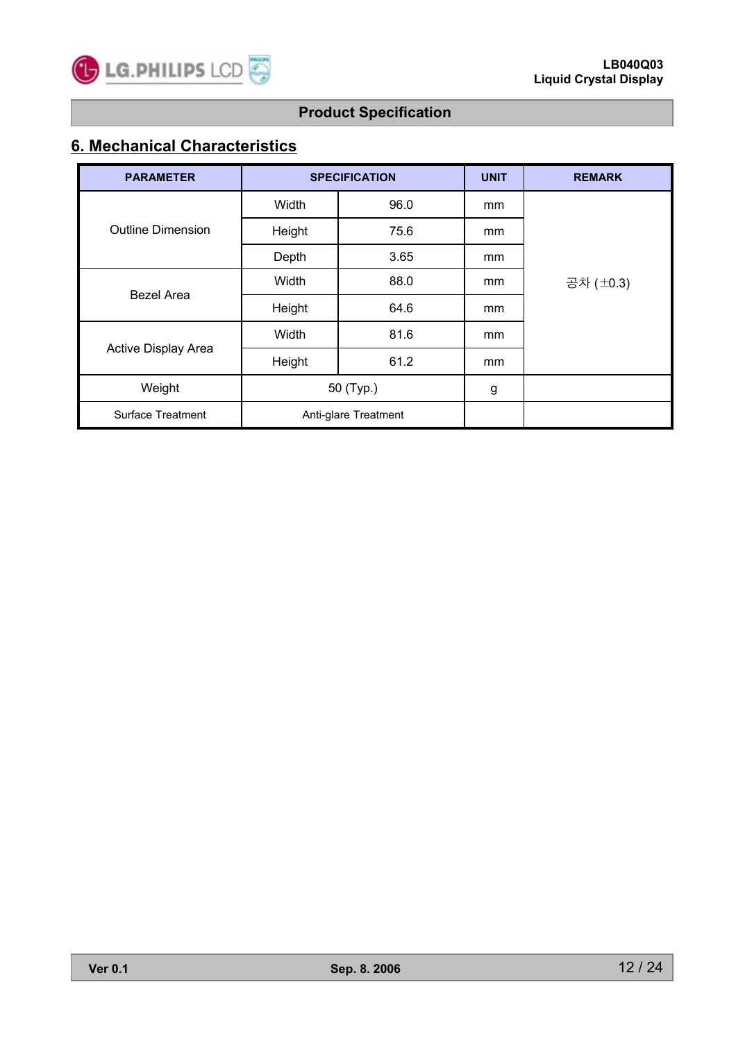## Product Specification

## 6. Mechanical Characteristics

| PARAMETER | SPECIFICATION | | UNIT | REMARK |
|---|---|---|---|---|
| Outline Dimension | Width | 96.0 | mm | 공차 (±0.3) |
| | Height | 75.6 | mm | |
| | Depth | 3.65 | mm | |
| Bezel Area | Width | 88.0 | mm | |
| | Height | 64.6 | mm | |
| Active Display Area | Width | 81.6 | mm | |
| | Height | 61.2 | mm | |
| Weight | 50 (Typ.) | | g | |
| Surface Treatment | Anti-glare Treatment | | | |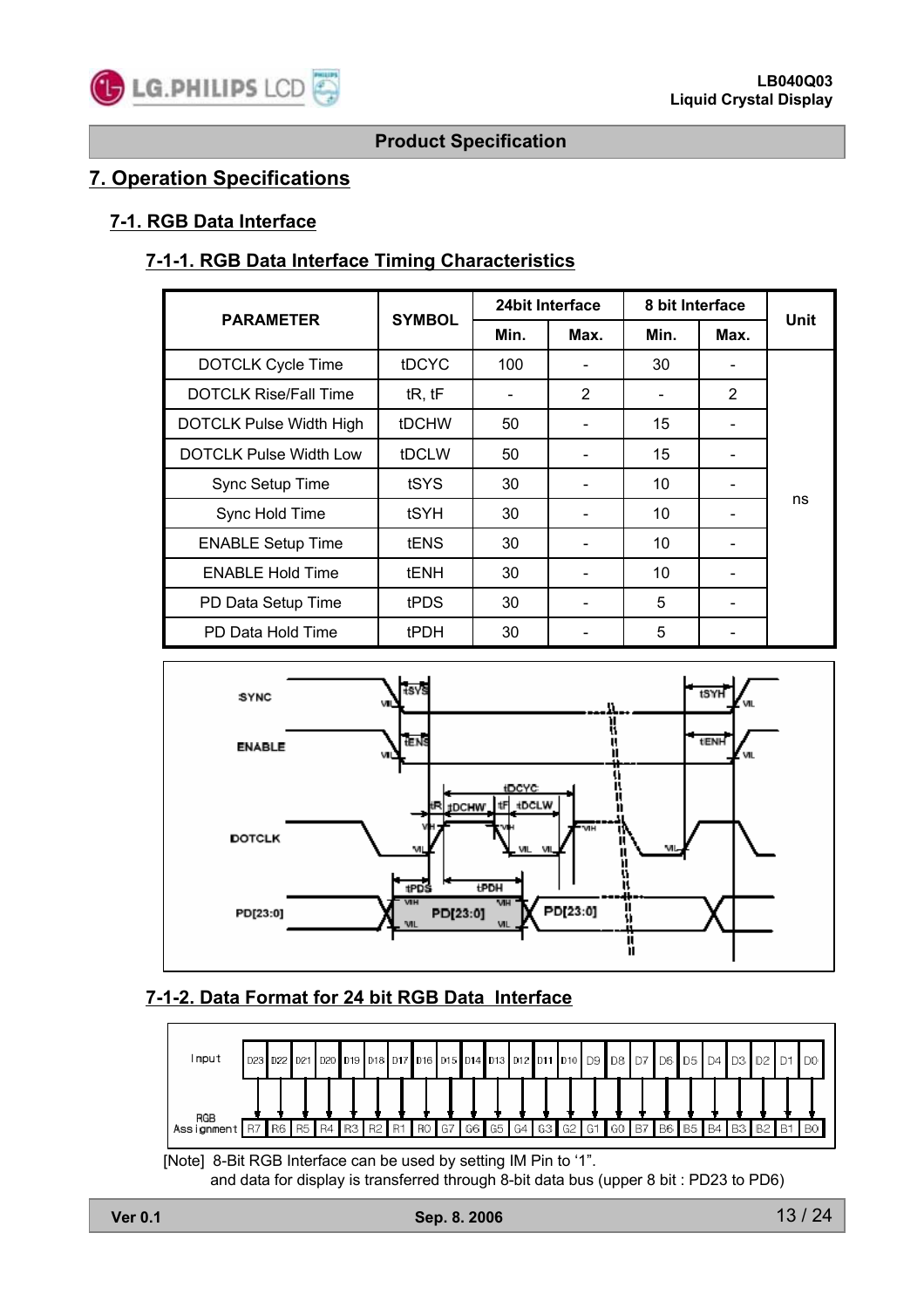# 7. Operation Specifications

## 7-1. RGB Data Interface

### 7-1-1. RGB Data Interface Timing Characteristics

| PARAMETER | SYMBOL | 24bit Interface | | 8 bit Interface | | Unit |
|---|---|---|---|---|---|---|
| | | Min. | Max. | Min. | Max. | |
| DOTCLK Cycle Time | tDCYC | 100 | - | 30 | - | ns |
| DOTCLK Rise/Fall Time | tR, tF | - | 2 | - | 2 | ns |
| DOTCLK Pulse Width High | tDCHW | 50 | - | 15 | - | ns |
| DOTCLK Pulse Width Low | tDCLW | 50 | - | 15 | - | ns |
| Sync Setup Time | tSYS | 30 | - | 10 | - | ns |
| Sync Hold Time | tSYH | 30 | - | 10 | - | ns |
| ENABLE Setup Time | tENS | 30 | - | 10 | - | ns |
| ENABLE Hold Time | tENH | 30 | - | 10 | - | ns |
| PD Data Setup Time | tPDS | 30 | - | 5 | - | ns |
| PD Data Hold Time | tPDH | 30 | - | 5 | - | ns |

### 7-1-2. Data Format for 24 bit RGB Data Interface

| Input | D23 | D22 | D21 | D20 | D19 | D18 | D17 | D16 | D15 | D14 | D13 | D12 | D11 | D10 | D9 | D8 | D7 | D6 | D5 | D4 | D3 | D2 | D1 | D0 |
|---|---|---|---|---|---|---|---|---|---|---|---|---|---|---|---|---|---|---|---|---|---|---|---|---|
| RGB Assignment | R7 | R6 | R5 | R4 | R3 | R2 | R1 | R0 | G7 | G6 | G5 | G4 | G3 | G2 | G1 | G0 | B7 | B6 | B5 | B4 | B3 | B2 | B1 | B0 |

[Note] 8-Bit RGB Interface can be used by setting IM Pin to '1".
and data for display is transferred through 8-bit data bus (upper 8 bit : PD23 to PD6)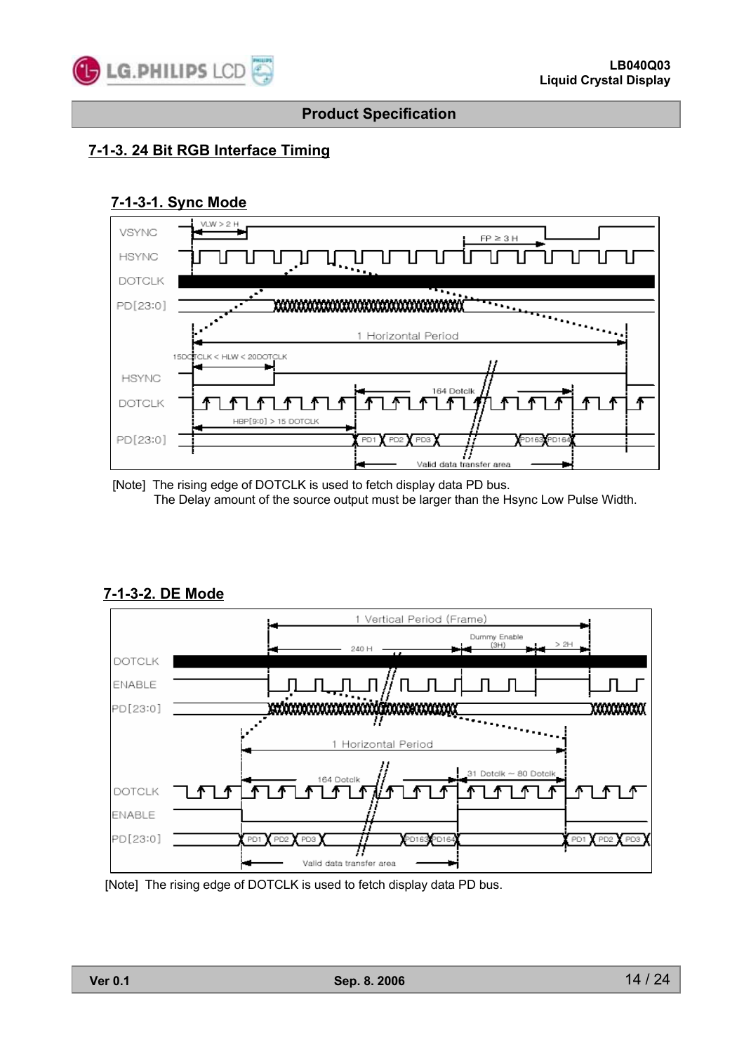## 7-1-3. 24 Bit RGB Interface Timing

### 7-1-3-1. Sync Mode

[Note] The rising edge of DOTCLK is used to fetch display data PD bus.
The Delay amount of the source output must be larger than the Hsync Low Pulse Width.

### 7-1-3-2. DE Mode

[Note] The rising edge of DOTCLK is used to fetch display data PD bus.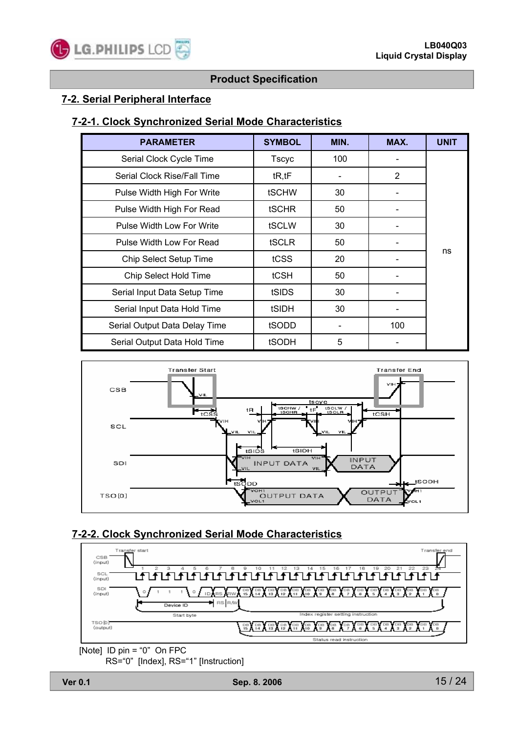## 7-2. Serial Peripheral Interface

### 7-2-1. Clock Synchronized Serial Mode Characteristics

| PARAMETER | SYMBOL | MIN. | MAX. | UNIT |
|---|---|---|---|---|
| Serial Clock Cycle Time | Tscyc | 100 | - | ns |
| Serial Clock Rise/Fall Time | tR,tF | - | 2 | |
| Pulse Width High For Write | tSCHW | 30 | - | |
| Pulse Width High For Read | tSCHR | 50 | - | |
| Pulse Width Low For Write | tSCLW | 30 | - | |
| Pulse Width Low For Read | tSCLR | 50 | - | |
| Chip Select Setup Time | tCSS | 20 | - | |
| Chip Select Hold Time | tCSH | 50 | - | |
| Serial Input Data Setup Time | tSIDS | 30 | - | |
| Serial Input Data Hold Time | tSIDH | 30 | - | |
| Serial Output Data Delay Time | tSODD | - | 100 | |
| Serial Output Data Hold Time | tSODH | 5 | - | |

### 7-2-2. Clock Synchronized Serial Mode Characteristics

[Note] ID pin = "0" On FPC
RS="0" [Index], RS="1" [Instruction]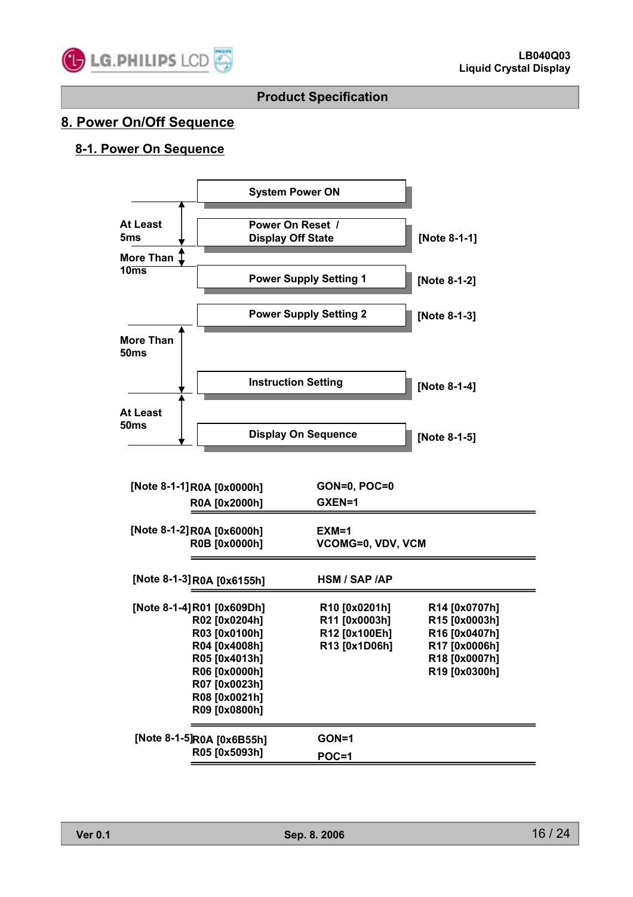## 8. Power On/Off Sequence

### 8-1. Power On Sequence

System Power ON

↕ At Least 5ms

Power On Reset / Display Off State [Note 8-1-1]

↕ More Than 10ms

Power Supply Setting 1 [Note 8-1-2]

Power Supply Setting 2 [Note 8-1-3]

↕ More Than 50ms

Instruction Setting [Note 8-1-4]

↕ At Least 50ms

Display On Sequence [Note 8-1-5]

| Note | Register | Description | |
|---|---|---|---|
| [Note 8-1-1] | R0A [0x0000h] | GON=0, POC=0 | |
| | R0A [0x2000h] | GXEN=1 | |
| [Note 8-1-2] | R0A [0x6000h] | EXM=1 | |
| | R0B [0x0000h] | VCOMG=0, VDV, VCM | |
| [Note 8-1-3] | R0A [0x6155h] | HSM / SAP /AP | |
| [Note 8-1-4] | R01 [0x609Dh] | R10 [0x0201h] | R14 [0x0707h] |
| | R02 [0x0204h] | R11 [0x0003h] | R15 [0x0003h] |
| | R03 [0x0100h] | R12 [0x100Eh] | R16 [0x0407h] |
| | R04 [0x4008h] | R13 [0x1D06h] | R17 [0x0006h] |
| | R05 [0x4013h] | | R18 [0x0007h] |
| | R06 [0x0000h] | | R19 [0x0300h] |
| | R07 [0x0023h] | | |
| | R08 [0x0021h] | | |
| | R09 [0x0800h] | | |
| [Note 8-1-5] | R0A [0x6B55h] | GON=1 | |
| | R05 [0x5093h] | POC=1 | |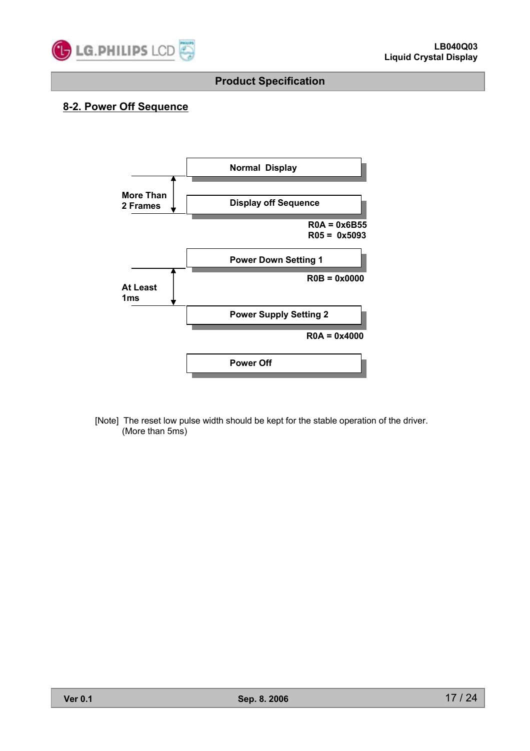## 8-2. Power Off Sequence

Normal Display

More Than 2 Frames

Display off Sequence

R0A = 0x6B55
R05 = 0x5093

Power Down Setting 1

R0B = 0x0000

At Least 1ms

Power Supply Setting 2

R0A = 0x4000

Power Off

[Note] The reset low pulse width should be kept for the stable operation of the driver. (More than 5ms)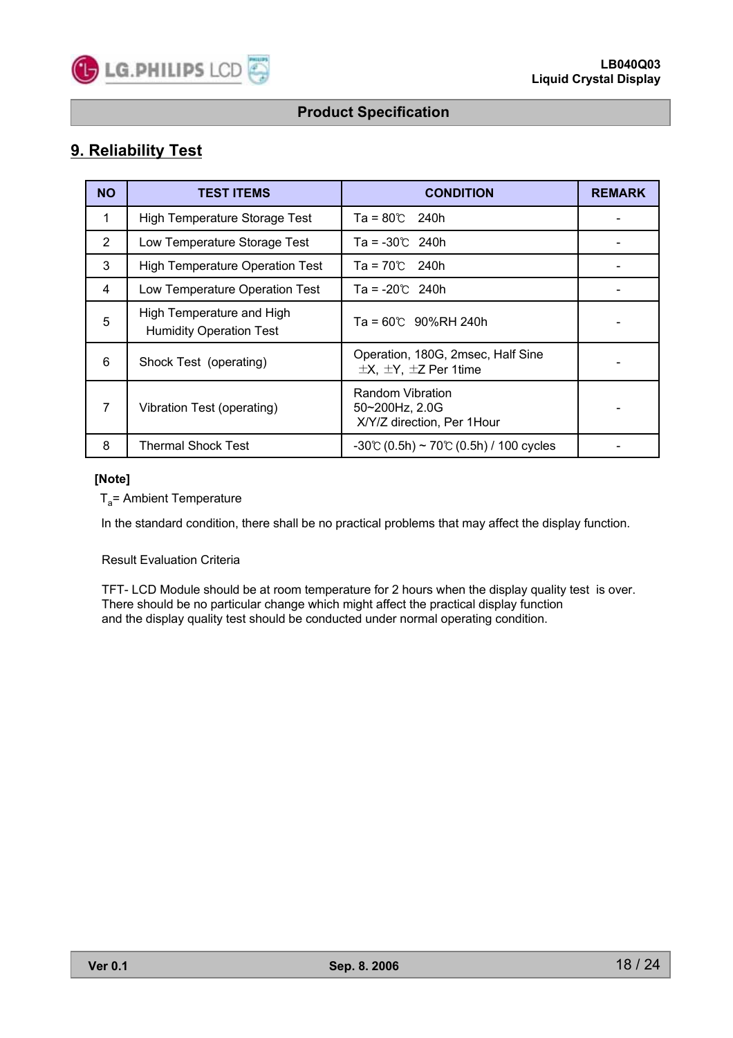## 9. Reliability Test

| NO | TEST ITEMS | CONDITION | REMARK |
|---|---|---|---|
| 1 | High Temperature Storage Test | Ta = 80℃ 240h | - |
| 2 | Low Temperature Storage Test | Ta = -30℃ 240h | - |
| 3 | High Temperature Operation Test | Ta = 70℃ 240h | - |
| 4 | Low Temperature Operation Test | Ta = -20℃ 240h | - |
| 5 | High Temperature and High Humidity Operation Test | Ta = 60℃ 90%RH 240h | - |
| 6 | Shock Test (operating) | Operation, 180G, 2msec, Half Sine ±X, ±Y, ±Z Per 1time | - |
| 7 | Vibration Test (operating) | Random Vibration 50~200Hz, 2.0G X/Y/Z direction, Per 1Hour | - |
| 8 | Thermal Shock Test | -30℃ (0.5h) ~ 70℃ (0.5h) / 100 cycles | - |

**[Note]**

$T_a$= Ambient Temperature

In the standard condition, there shall be no practical problems that may affect the display function.

Result Evaluation Criteria

TFT- LCD Module should be at room temperature for 2 hours when the display quality test is over.
There should be no particular change which might affect the practical display function
and the display quality test should be conducted under normal operating condition.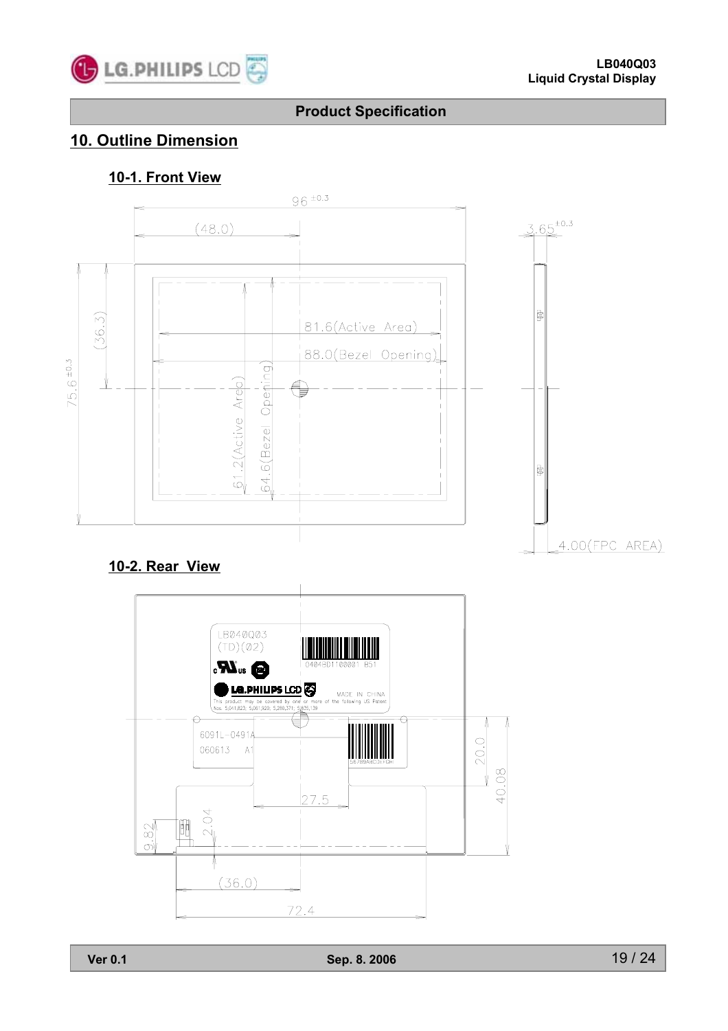## 10. Outline Dimension

### 10-1. Front View

### 10-2. Rear View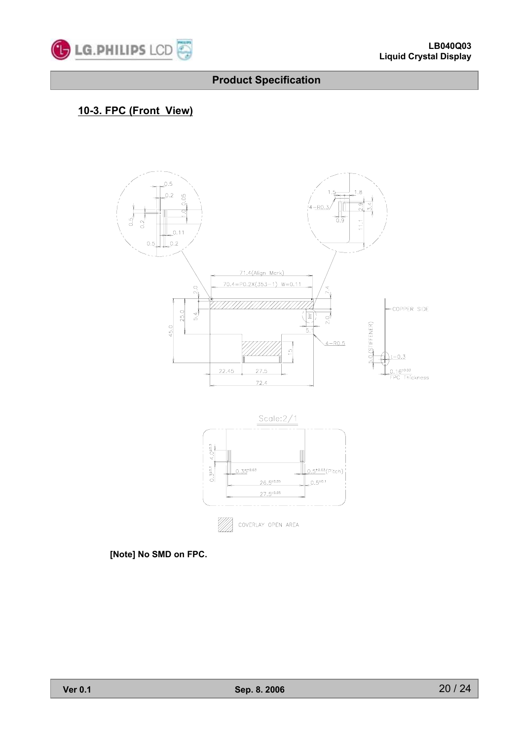## 10-3. FPC (Front View)

**[Note] No SMD on FPC.**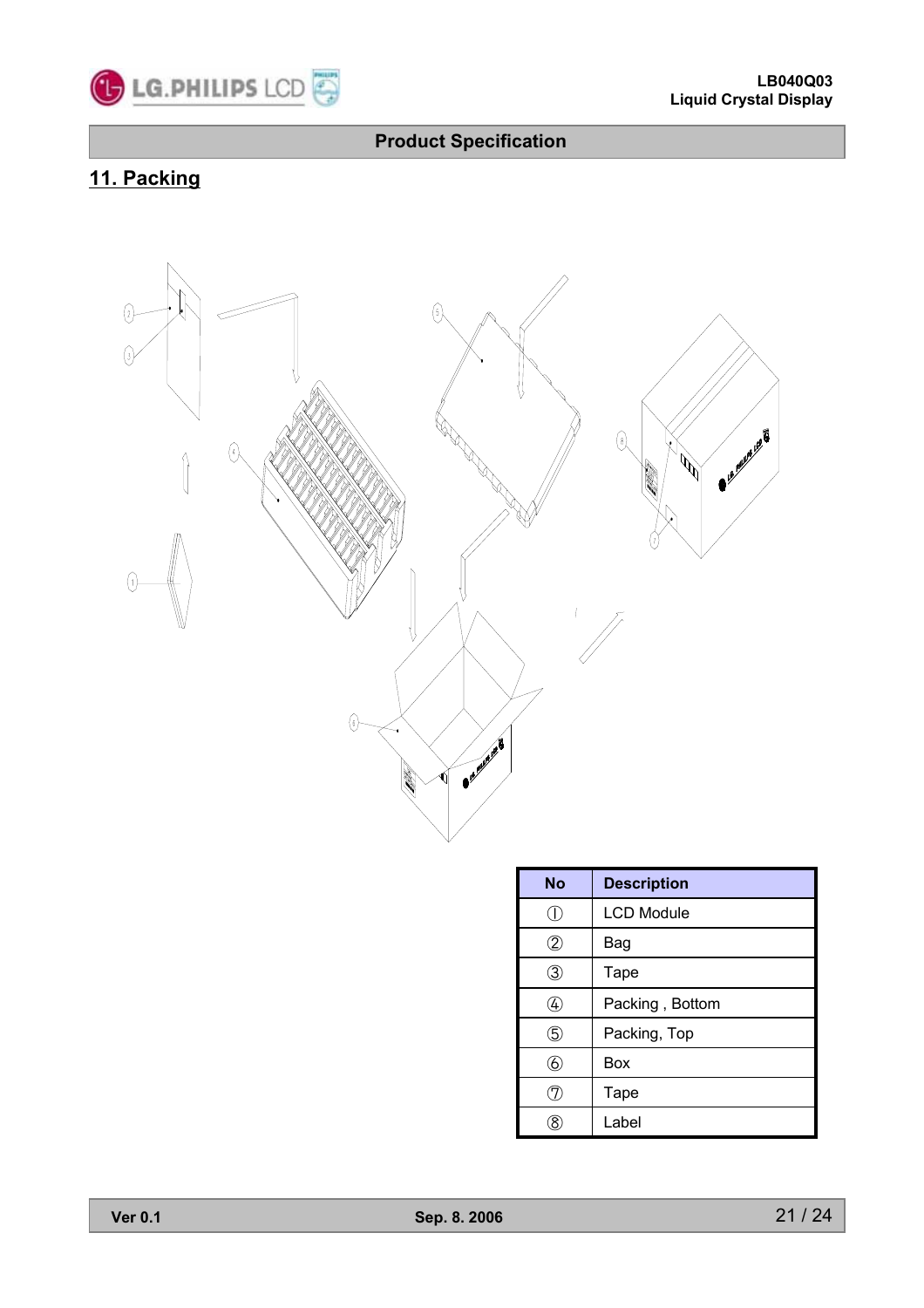## 11. Packing

| No | Description |
|---|---|
| ① | LCD Module |
| ② | Bag |
| ③ | Tape |
| ④ | Packing , Bottom |
| ⑤ | Packing, Top |
| ⑥ | Box |
| ⑦ | Tape |
| ⑧ | Label |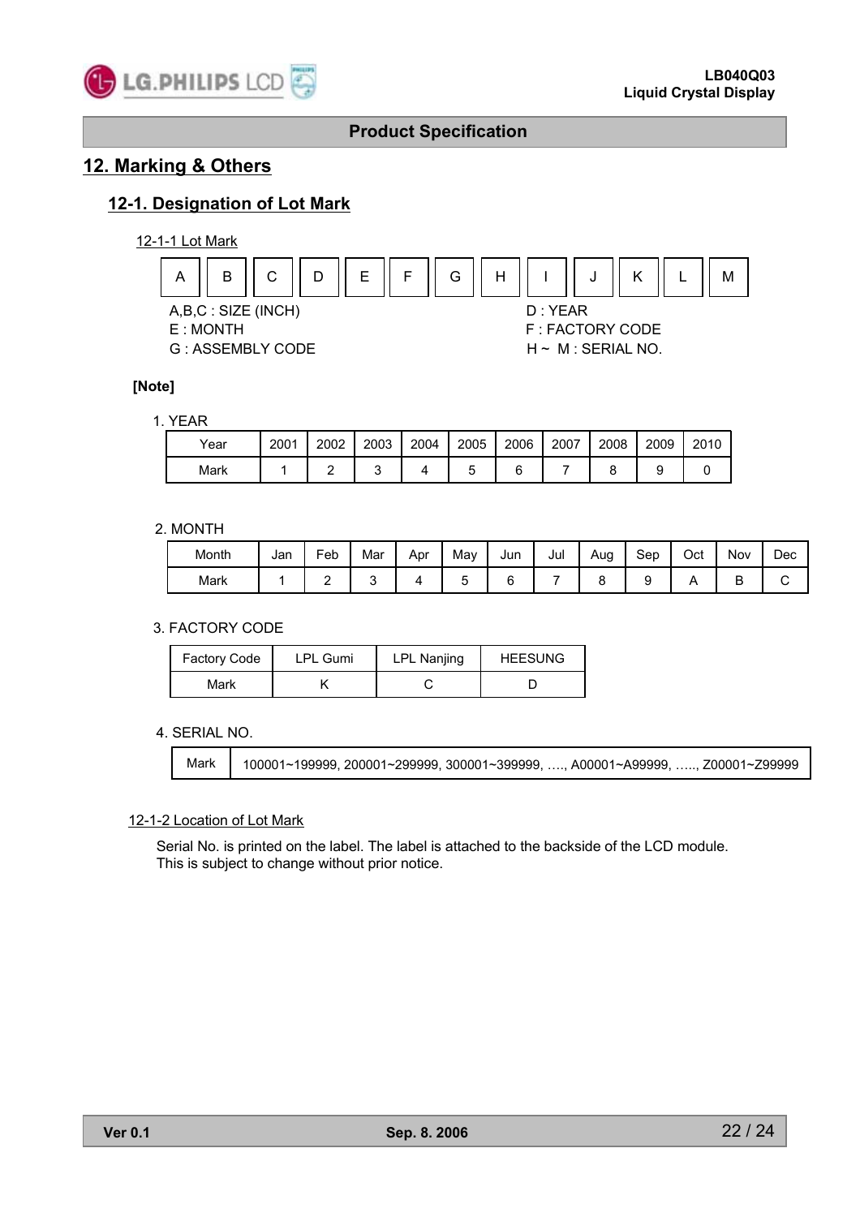## 12. Marking & Others

### 12-1. Designation of Lot Mark

12-1-1 Lot Mark

| A | B | C | D | E | F | G | H | I | J | K | L | M |
|---|---|---|---|---|---|---|---|---|---|---|---|---|

A,B,C : SIZE (INCH)
E : MONTH
G : ASSEMBLY CODE

D : YEAR
F : FACTORY CODE
H ~ M : SERIAL NO.

**[Note]**

1. YEAR

| Year | 2001 | 2002 | 2003 | 2004 | 2005 | 2006 | 2007 | 2008 | 2009 | 2010 |
|---|---|---|---|---|---|---|---|---|---|---|
| Mark | 1 | 2 | 3 | 4 | 5 | 6 | 7 | 8 | 9 | 0 |

2. MONTH

| Month | Jan | Feb | Mar | Apr | May | Jun | Jul | Aug | Sep | Oct | Nov | Dec |
|---|---|---|---|---|---|---|---|---|---|---|---|---|
| Mark | 1 | 2 | 3 | 4 | 5 | 6 | 7 | 8 | 9 | A | B | C |

3. FACTORY CODE

| Factory Code | LPL Gumi | LPL Nanjing | HEESUNG |
|---|---|---|---|
| Mark | K | C | D |

4. SERIAL NO.

| Mark | 100001~199999, 200001~299999, 300001~399999, …., A00001~A99999, ….., Z00001~Z99999 |
|---|---|

12-1-2 Location of Lot Mark

Serial No. is printed on the label. The label is attached to the backside of the LCD module.
This is subject to change without prior notice.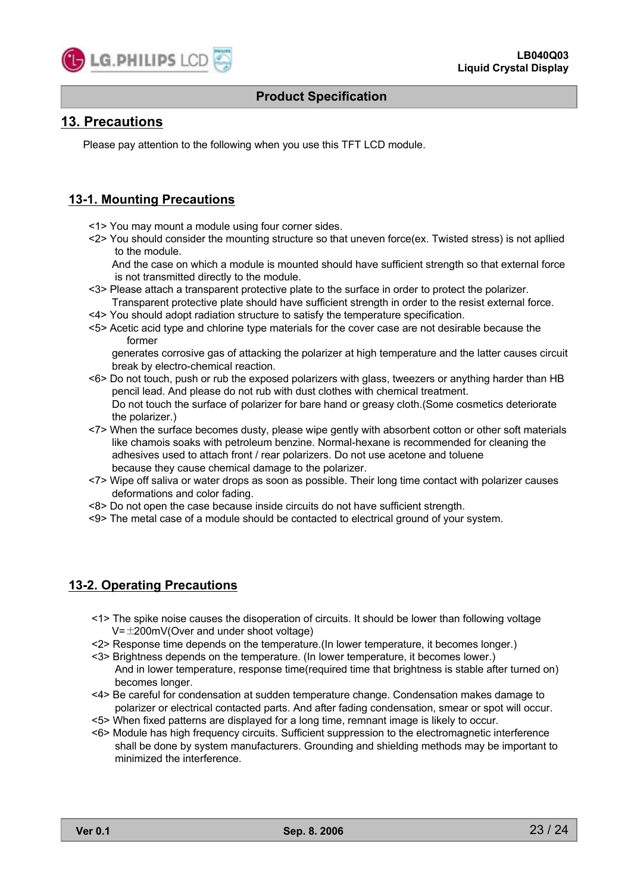## Product Specification

# 13. Precautions

Please pay attention to the following when you use this TFT LCD module.

## 13-1. Mounting Precautions

<1> You may mount a module using four corner sides.
<2> You should consider the mounting structure so that uneven force(ex. Twisted stress) is not apllied to the module.
And the case on which a module is mounted should have sufficient strength so that external force is not transmitted directly to the module.
<3> Please attach a transparent protective plate to the surface in order to protect the polarizer.
Transparent protective plate should have sufficient strength in order to the resist external force.
<4> You should adopt radiation structure to satisfy the temperature specification.
<5> Acetic acid type and chlorine type materials for the cover case are not desirable because the former
generates corrosive gas of attacking the polarizer at high temperature and the latter causes circuit break by electro-chemical reaction.
<6> Do not touch, push or rub the exposed polarizers with glass, tweezers or anything harder than HB pencil lead. And please do not rub with dust clothes with chemical treatment.
Do not touch the surface of polarizer for bare hand or greasy cloth.(Some cosmetics deteriorate the polarizer.)
<7> When the surface becomes dusty, please wipe gently with absorbent cotton or other soft materials like chamois soaks with petroleum benzine. Normal-hexane is recommended for cleaning the adhesives used to attach front / rear polarizers. Do not use acetone and toluene
because they cause chemical damage to the polarizer.
<7> Wipe off saliva or water drops as soon as possible. Their long time contact with polarizer causes deformations and color fading.
<8> Do not open the case because inside circuits do not have sufficient strength.
<9> The metal case of a module should be contacted to electrical ground of your system.

## 13-2. Operating Precautions

<1> The spike noise causes the disoperation of circuits. It should be lower than following voltage
V=±200mV(Over and under shoot voltage)
<2> Response time depends on the temperature.(In lower temperature, it becomes longer.)
<3> Brightness depends on the temperature. (In lower temperature, it becomes lower.)
And in lower temperature, response time(required time that brightness is stable after turned on) becomes longer.
<4> Be careful for condensation at sudden temperature change. Condensation makes damage to polarizer or electrical contacted parts. And after fading condensation, smear or spot will occur.
<5> When fixed patterns are displayed for a long time, remnant image is likely to occur.
<6> Module has high frequency circuits. Sufficient suppression to the electromagnetic interference shall be done by system manufacturers. Grounding and shielding methods may be important to minimized the interference.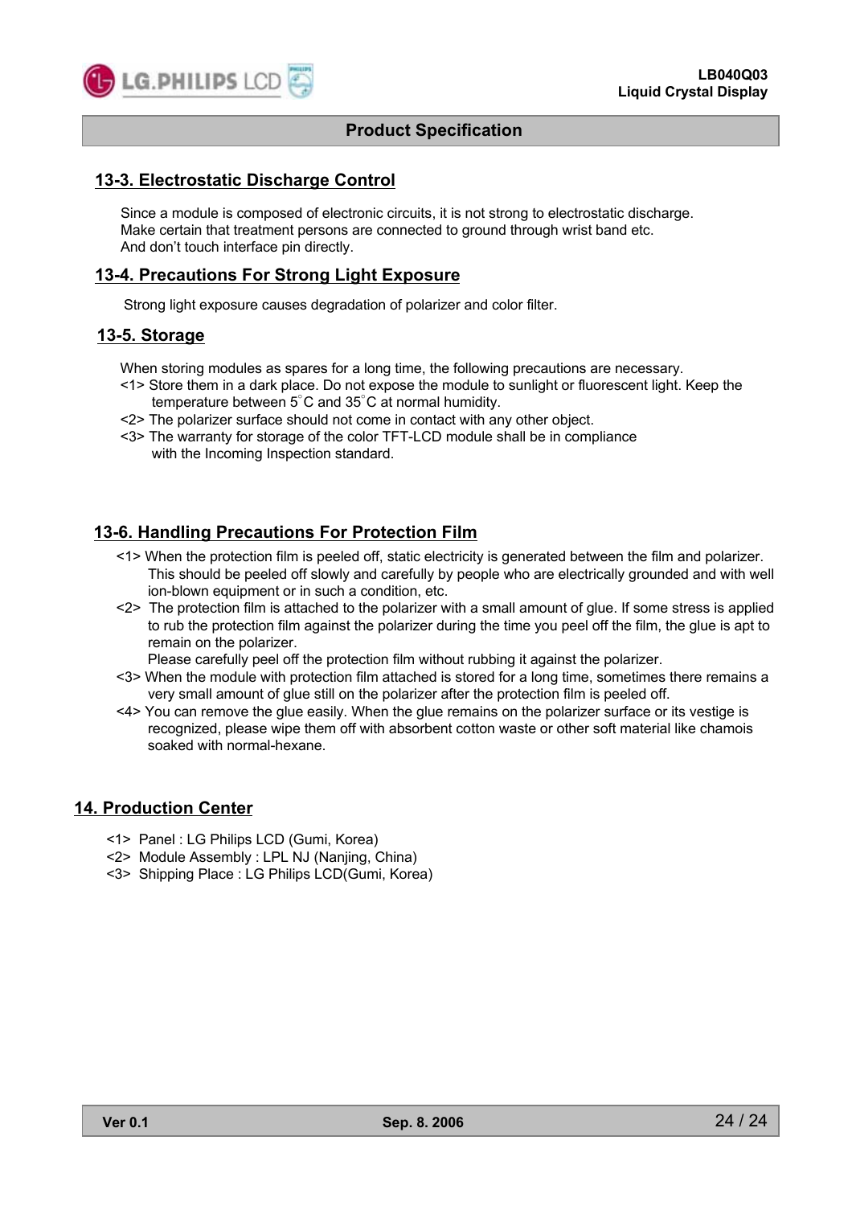## 13-3. Electrostatic Discharge Control

Since a module is composed of electronic circuits, it is not strong to electrostatic discharge.
Make certain that treatment persons are connected to ground through wrist band etc.
And don't touch interface pin directly.

## 13-4. Precautions For Strong Light Exposure

Strong light exposure causes degradation of polarizer and color filter.

## 13-5. Storage

When storing modules as spares for a long time, the following precautions are necessary.

<1> Store them in a dark place. Do not expose the module to sunlight or fluorescent light. Keep the temperature between 5°C and 35°C at normal humidity.
<2> The polarizer surface should not come in contact with any other object.
<3> The warranty for storage of the color TFT-LCD module shall be in compliance with the Incoming Inspection standard.

## 13-6. Handling Precautions For Protection Film

<1> When the protection film is peeled off, static electricity is generated between the film and polarizer. This should be peeled off slowly and carefully by people who are electrically grounded and with well ion-blown equipment or in such a condition, etc.
<2> The protection film is attached to the polarizer with a small amount of glue. If some stress is applied to rub the protection film against the polarizer during the time you peel off the film, the glue is apt to remain on the polarizer.
Please carefully peel off the protection film without rubbing it against the polarizer.
<3> When the module with protection film attached is stored for a long time, sometimes there remains a very small amount of glue still on the polarizer after the protection film is peeled off.
<4> You can remove the glue easily. When the glue remains on the polarizer surface or its vestige is recognized, please wipe them off with absorbent cotton waste or other soft material like chamois soaked with normal-hexane.

# 14. Production Center

<1> Panel : LG Philips LCD (Gumi, Korea)
<2> Module Assembly : LPL NJ (Nanjing, China)
<3> Shipping Place : LG Philips LCD(Gumi, Korea)